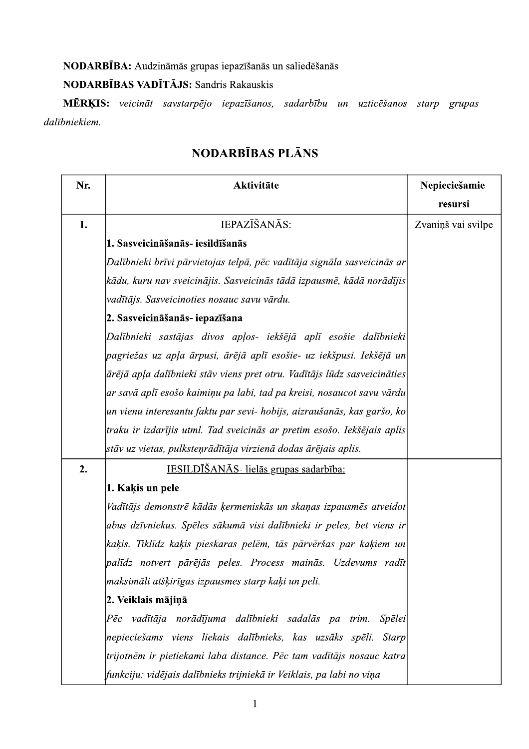**NODARBĪBA:** Audzināmās grupas iepazīšanās un saliedēšanās

**NODARBĪBAS VADĪTĀJS:** Sandris Rakauskis

**MĒRĶIS:** *veicināt savstarpējo iepazīšanos, sadarbību un uzticēšanos starp grupas dalībniekiem.*

## NODARBĪBAS PLĀNS

| Nr. | Aktivitāte | Nepieciešamie resursi |
|---|---|---|
| 1. | IEPAZĪŠANĀS:<br>**1. Sasveicināšanās- iesildīšanās**<br>*Dalībnieki brīvi pārvietojas telpā, pēc vadītāja signāla sasveicinās ar kādu, kuru nav sveicinājis. Sasveicinās tādā izpausmē, kādā norādījis vadītājs. Sasveicinoties nosauc savu vārdu.*<br>**2. Sasveicināšanās- iepazīšana**<br>*Dalībnieki sastājas divos apļos- iekšējā aplī esošie dalībnieki pagriežas uz apļa ārpusi, ārējā aplī esošie- uz iekšpusi. Iekšējā un ārējā apļa dalībnieki stāv viens pret otru. Vadītājs lūdz sasveicināties ar savā aplī esošo kaimiņu pa labi, tad pa kreisi, nosaucot savu vārdu un vienu interesantu faktu par sevi- hobijs, aizraušanās, kas garšo, ko traku ir izdarījis utml. Tad sveicinās ar pretim esošo. Iekšējais aplis stāv uz vietas, pulksteņrādītāja virzienā dodas ārējais aplis.* | Zvaniņš vai svilpe |
| 2. | <u>IESILDĪŠANĀS- lielās grupas sadarbība:</u><br>**1. Kaķis un pele**<br>*Vadītājs demonstrē kādās ķermeniskās un skaņas izpausmēs atveidot abus dzīvniekus. Spēles sākumā visi dalībnieki ir peles, bet viens ir kaķis. Tiklīdz kaķis pieskaras pelēm, tās pārvēršas par kaķiem un palīdz notvert pārējās peles. Process mainās. Uzdevums radīt maksimāli atšķirīgas izpausmes starp kaķi un peli.*<br>**2. Veiklais mājiņā**<br>*Pēc vadītāja norādījuma dalībnieki sadalās pa trim. Spēlei nepieciešams viens liekais dalībnieks, kas uzsāks spēli. Starp trijotnēm ir pietiekami laba distance. Pēc tam vadītājs nosauc katra funkciju: vidējais dalībnieks trijniekā ir Veiklais, pa labi no viņa* | |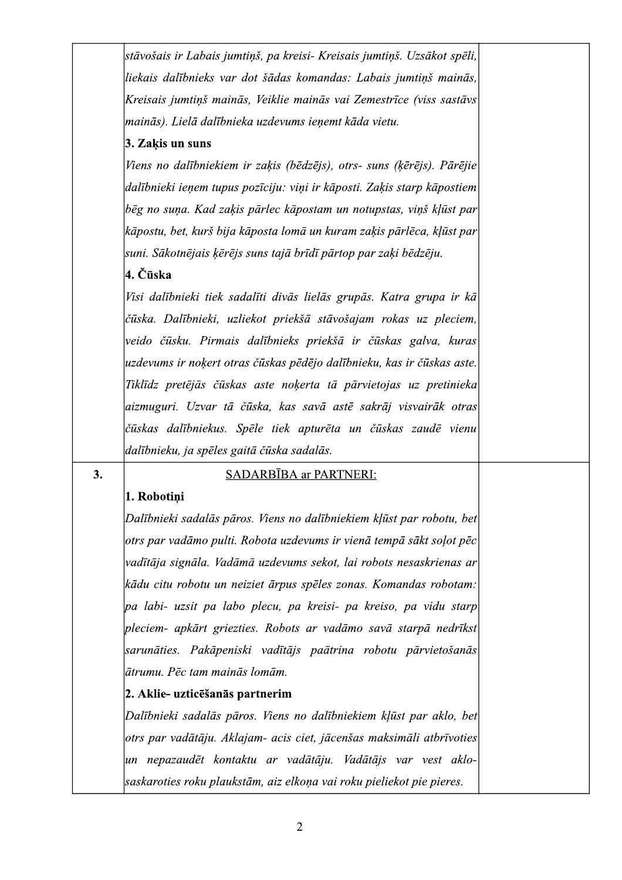| | | |
|---|---|---|
| | *stāvošais ir Labais jumtiņš, pa kreisi- Kreisais jumtiņš. Uzsākot spēli, liekais dalībnieks var dot šādas komandas: Labais jumtiņš mainās, Kreisais jumtiņš mainās, Veiklie mainās vai Zemestrīce (viss sastāvs mainās). Lielā dalībnieka uzdevums ieņemt kāda vietu.*<br>**3. Zaķis un suns**<br>*Viens no dalībniekiem ir zaķis (bēdzējs), otrs- suns (ķērējs). Pārējie dalībnieki ieņem tupus pozīciju: viņi ir kāposti. Zaķis starp kāpostiem bēg no suņa. Kad zaķis pārlec kāpostam un notupstas, viņš kļūst par kāpostu, bet, kurš bija kāposta lomā un kuram zaķis pārlēca, kļūst par suni. Sākotnējais ķērējs suns tajā brīdī pārtop par zaķi bēdzēju.*<br>**4. Čūska**<br>*Visi dalībnieki tiek sadalīti divās lielās grupās. Katra grupa ir kā čūska. Dalībnieki, uzliekot priekšā stāvošajam rokas uz pleciem, veido čūsku. Pirmais dalībnieks priekšā ir čūskas galva, kuras uzdevums ir noķert otras čūskas pēdējo dalībnieku, kas ir čūskas aste. Tiklīdz pretējās čūskas aste noķerta tā pārvietojas uz pretinieka aizmuguri. Uzvar tā čūska, kas savā astē sakrāj visvairāk otras čūskas dalībniekus. Spēle tiek apturēta un čūskas zaudē vienu dalībnieku, ja spēles gaitā čūska sadalās.* | |
| 3. | SADARBĪBA ar PARTNERI:<br>**1. Robotiņi**<br>*Dalībnieki sadalās pāros. Viens no dalībniekiem kļūst par robotu, bet otrs par vadāmo pulti. Robota uzdevums ir vienā tempā sākt soļot pēc vadītāja signāla. Vadāmā uzdevums sekot, lai robots nesaskrienas ar kādu citu robotu un neiziet ārpus spēles zonas. Komandas robotam: pa labi- uzsit pa labo plecu, pa kreisi- pa kreiso, pa vidu starp pleciem- apkārt griezties. Robots ar vadāmo savā starpā nedrīkst sarunāties. Pakāpeniski vadītājs paātrina robotu pārvietošanās ātrumu. Pēc tam mainās lomām.*<br>**2. Aklie- uzticēšanās partnerim**<br>*Dalībnieki sadalās pāros. Viens no dalībniekiem kļūst par aklo, bet otrs par vadātāju. Aklajam- acis ciet, jācenšas maksimāli atbrīvoties un nepazaudēt kontaktu ar vadātāju. Vadātājs var vest aklo- saskaroties roku plaukstām, aiz elkoņa vai roku pieliekot pie pieres.* | |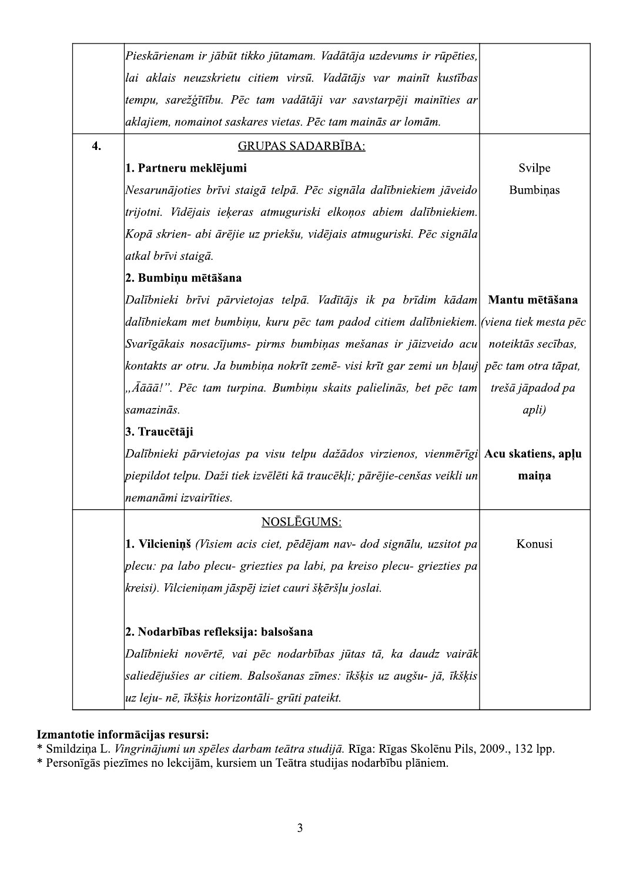| | | |
|---|---|---|
| | *Pieskārienam ir jābūt tikko jūtamam. Vadātāja uzdevums ir rūpēties, lai aklais neuzskrietu citiem virsū. Vadātājs var mainīt kustības tempu, sarežģītību. Pēc tam vadātāji var savstarpēji mainīties ar aklajiem, nomainot saskares vietas. Pēc tam mainās ar lomām.* | |
| **4.** | GRUPAS SADARBĪBA:<br>**1. Partneru meklējumi**<br>*Nesarunājoties brīvi staigā telpā. Pēc signāla dalībniekiem jāveido trijotni. Vidējais ieķeras atmuguriski elkoņos abiem dalībniekiem. Kopā skrien- abi ārējie uz priekšu, vidējais atmuguriski. Pēc signāla atkal brīvi staigā.*<br>**2. Bumbiņu mētāšana**<br>*Dalībnieki brīvi pārvietojas telpā. Vadītājs ik pa brīdim kādam dalībniekam met bumbiņu, kuru pēc tam padod citiem dalībniekiem. Svarīgākais nosacījums- pirms bumbiņas mešanas ir jāizveido acu kontakts ar otru. Ja bumbiņa nokrīt zemē- visi krīt gar zemi un bļauj „Āāāā!". Pēc tam turpina. Bumbiņu skaits palielinās, bet pēc tam samazinās.*<br>**3. Traucētāji**<br>*Dalībnieki pārvietojas pa visu telpu dažādos virzienos, vienmērīgi piepildot telpu. Daži tiek izvēlēti kā traucēkļi; pārējie-cenšas veikli un nemanāmi izvairīties.* | Svilpe<br>Bumbiņas<br><br>**Mantu mētāšana** *(viena tiek mesta pēc noteiktās secības, pēc tam otra tāpat, trešā jāpadod pa apli)*<br><br>**Acu skatiens, apļu maiņa** |
| | NOSLĒGUMS:<br>**1. Vilcieniņš** *(Visiem acis ciet, pēdējam nav- dod signālu, uzsitot pa plecu: pa labo plecu- griezties pa labi, pa kreiso plecu- griezties pa kreisi). Vilcieniņam jāspēj iziet cauri šķēršļu joslai.*<br><br>**2. Nodarbības refleksija: balsošana**<br>*Dalībnieki novērtē, vai pēc nodarbības jūtas tā, ka daudz vairāk saliedējušies ar citiem. Balsošanas zīmes: īkšķis uz augšu- jā, īkšķis uz leju- nē, īkšķis horizontāli- grūti pateikt.* | Konusi |

**Izmantotie informācijas resursi:**

* Smildziņa L. *Vingrinājumi un spēles darbam teātra studijā.* Rīga: Rīgas Skolēnu Pils, 2009., 132 lpp.
* Personīgās piezīmes no lekcijām, kursiem un Teātra studijas nodarbību plāniem.